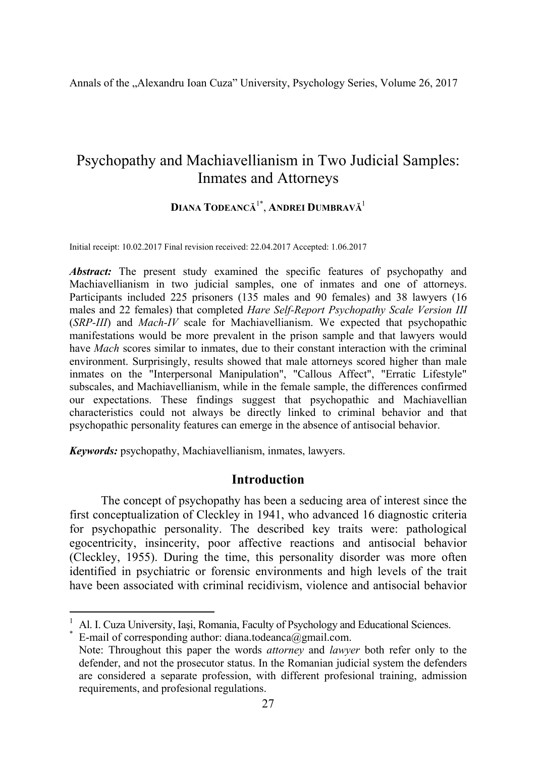# Psychopathy and Machiavellianism in Two Judicial Samples: Inmates and Attorneys

**DIANA TODEANCĂ**[1*], **ANDREI DUMBRAVĂ**[1]

Initial receipt: 10.02.2017 Final revision received: 22.04.2017 Accepted: 1.06.2017

***Abstract:*** The present study examined the specific features of psychopathy and Machiavellianism in two judicial samples, one of inmates and one of attorneys. Participants included 225 prisoners (135 males and 90 females) and 38 lawyers (16 males and 22 females) that completed *Hare Self-Report Psychopathy Scale Version III* (*SRP-III*) and *Mach-IV* scale for Machiavellianism. We expected that psychopathic manifestations would be more prevalent in the prison sample and that lawyers would have *Mach* scores similar to inmates, due to their constant interaction with the criminal environment. Surprisingly, results showed that male attorneys scored higher than male inmates on the "Interpersonal Manipulation", "Callous Affect", "Erratic Lifestyle" subscales, and Machiavellianism, while in the female sample, the differences confirmed our expectations. These findings suggest that psychopathic and Machiavellian characteristics could not always be directly linked to criminal behavior and that psychopathic personality features can emerge in the absence of antisocial behavior.

***Keywords:*** psychopathy, Machiavellianism, inmates, lawyers.

## Introduction

The concept of psychopathy has been a seducing area of interest since the first conceptualization of Cleckley in 1941, who advanced 16 diagnostic criteria for psychopathic personality. The described key traits were: pathological egocentricity, insincerity, poor affective reactions and antisocial behavior (Cleckley, 1955). During the time, this personality disorder was more often identified in psychiatric or forensic environments and high levels of the trait have been associated with criminal recidivism, violence and antisocial behavior

---

[1] Al. I. Cuza University, Iaşi, Romania, Faculty of Psychology and Educational Sciences.
[*] E-mail of corresponding author: diana.todeanca@gmail.com.
Note: Throughout this paper the words *attorney* and *lawyer* both refer only to the defender, and not the prosecutor status. In the Romanian judicial system the defenders are considered a separate profession, with different profesional training, admission requirements, and profesional regulations.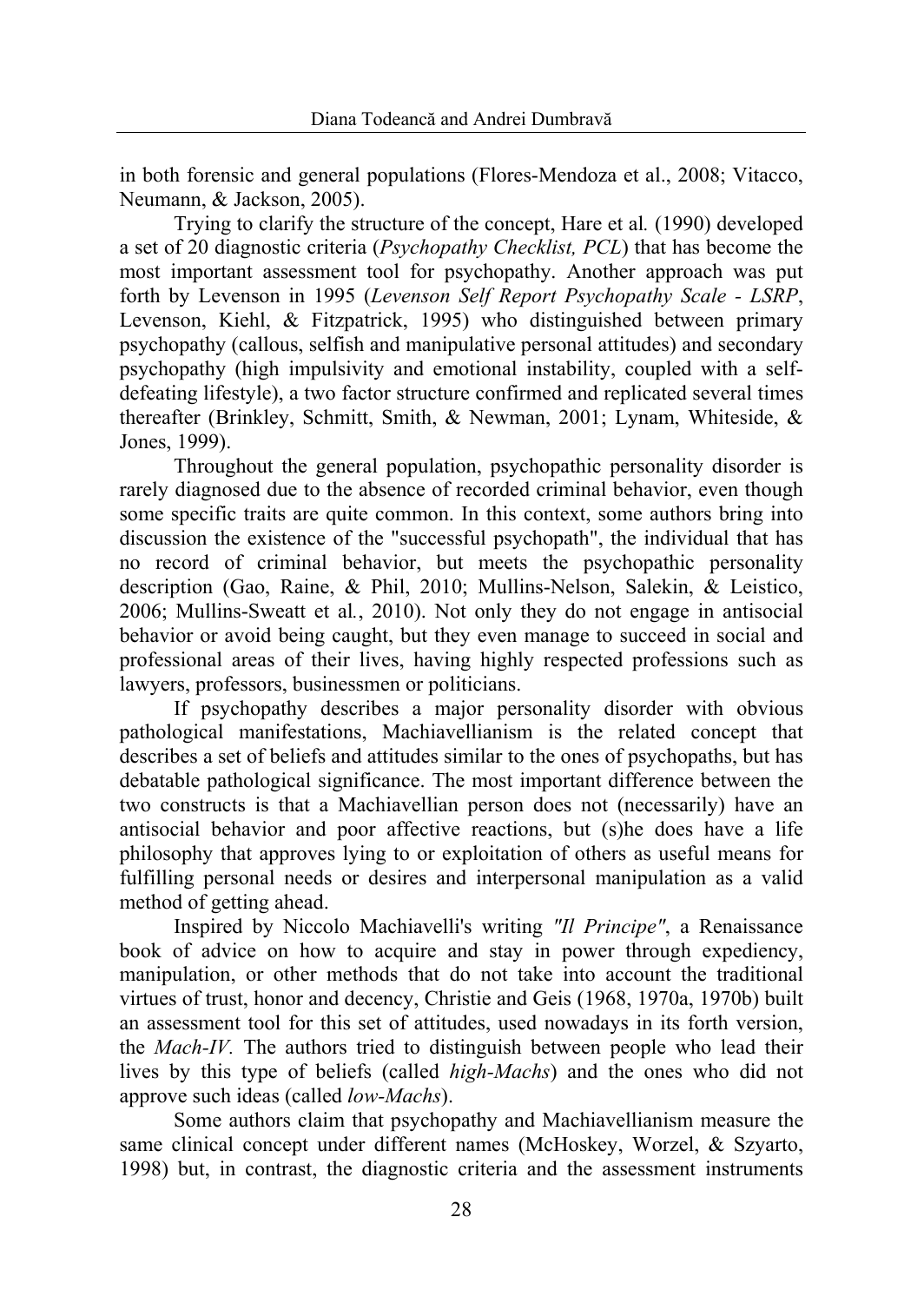in both forensic and general populations (Flores-Mendoza et al., 2008; Vitacco, Neumann, & Jackson, 2005).

Trying to clarify the structure of the concept, Hare et al*.* (1990) developed a set of 20 diagnostic criteria (*Psychopathy Checklist, PCL*) that has become the most important assessment tool for psychopathy. Another approach was put forth by Levenson in 1995 (*Levenson Self Report Psychopathy Scale - LSRP*, Levenson, Kiehl, & Fitzpatrick, 1995) who distinguished between primary psychopathy (callous, selfish and manipulative personal attitudes) and secondary psychopathy (high impulsivity and emotional instability, coupled with a self-defeating lifestyle), a two factor structure confirmed and replicated several times thereafter (Brinkley, Schmitt, Smith, & Newman, 2001; Lynam, Whiteside, & Jones, 1999).

Throughout the general population, psychopathic personality disorder is rarely diagnosed due to the absence of recorded criminal behavior, even though some specific traits are quite common. In this context, some authors bring into discussion the existence of the "successful psychopath", the individual that has no record of criminal behavior, but meets the psychopathic personality description (Gao, Raine, & Phil, 2010; Mullins-Nelson, Salekin, & Leistico, 2006; Mullins-Sweatt et al*.*, 2010). Not only they do not engage in antisocial behavior or avoid being caught, but they even manage to succeed in social and professional areas of their lives, having highly respected professions such as lawyers, professors, businessmen or politicians.

If psychopathy describes a major personality disorder with obvious pathological manifestations, Machiavellianism is the related concept that describes a set of beliefs and attitudes similar to the ones of psychopaths, but has debatable pathological significance. The most important difference between the two constructs is that a Machiavellian person does not (necessarily) have an antisocial behavior and poor affective reactions, but (s)he does have a life philosophy that approves lying to or exploitation of others as useful means for fulfilling personal needs or desires and interpersonal manipulation as a valid method of getting ahead.

Inspired by Niccolo Machiavelli's writing *"Il Principe"*, a Renaissance book of advice on how to acquire and stay in power through expediency, manipulation, or other methods that do not take into account the traditional virtues of trust, honor and decency, Christie and Geis (1968, 1970a, 1970b) built an assessment tool for this set of attitudes, used nowadays in its forth version, the *Mach-IV.* The authors tried to distinguish between people who lead their lives by this type of beliefs (called *high-Machs*) and the ones who did not approve such ideas (called *low-Machs*).

Some authors claim that psychopathy and Machiavellianism measure the same clinical concept under different names (McHoskey, Worzel, & Szyarto, 1998) but, in contrast, the diagnostic criteria and the assessment instruments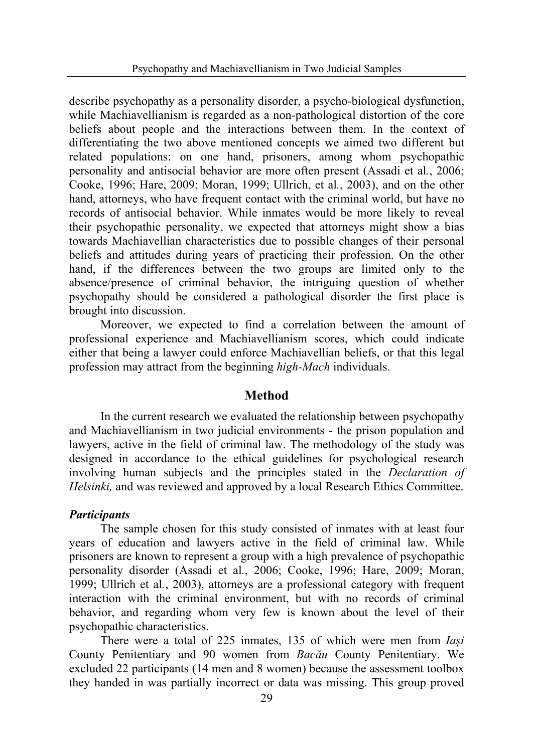describe psychopathy as a personality disorder, a psycho-biological dysfunction, while Machiavellianism is regarded as a non-pathological distortion of the core beliefs about people and the interactions between them. In the context of differentiating the two above mentioned concepts we aimed two different but related populations: on one hand, prisoners, among whom psychopathic personality and antisocial behavior are more often present (Assadi et al., 2006; Cooke, 1996; Hare, 2009; Moran, 1999; Ullrich, et al., 2003), and on the other hand, attorneys, who have frequent contact with the criminal world, but have no records of antisocial behavior. While inmates would be more likely to reveal their psychopathic personality, we expected that attorneys might show a bias towards Machiavellian characteristics due to possible changes of their personal beliefs and attitudes during years of practicing their profession. On the other hand, if the differences between the two groups are limited only to the absence/presence of criminal behavior, the intriguing question of whether psychopathy should be considered a pathological disorder the first place is brought into discussion.

Moreover, we expected to find a correlation between the amount of professional experience and Machiavellianism scores, which could indicate either that being a lawyer could enforce Machiavellian beliefs, or that this legal profession may attract from the beginning *high-Mach* individuals.

## Method

In the current research we evaluated the relationship between psychopathy and Machiavellianism in two judicial environments - the prison population and lawyers, active in the field of criminal law. The methodology of the study was designed in accordance to the ethical guidelines for psychological research involving human subjects and the principles stated in the *Declaration of Helsinki,* and was reviewed and approved by a local Research Ethics Committee.

### *Participants*

The sample chosen for this study consisted of inmates with at least four years of education and lawyers active in the field of criminal law. While prisoners are known to represent a group with a high prevalence of psychopathic personality disorder (Assadi et al., 2006; Cooke, 1996; Hare, 2009; Moran, 1999; Ullrich et al., 2003), attorneys are a professional category with frequent interaction with the criminal environment, but with no records of criminal behavior, and regarding whom very few is known about the level of their psychopathic characteristics.

There were a total of 225 inmates, 135 of which were men from *Iași* County Penitentiary and 90 women from *Bacău* County Penitentiary. We excluded 22 participants (14 men and 8 women) because the assessment toolbox they handed in was partially incorrect or data was missing. This group proved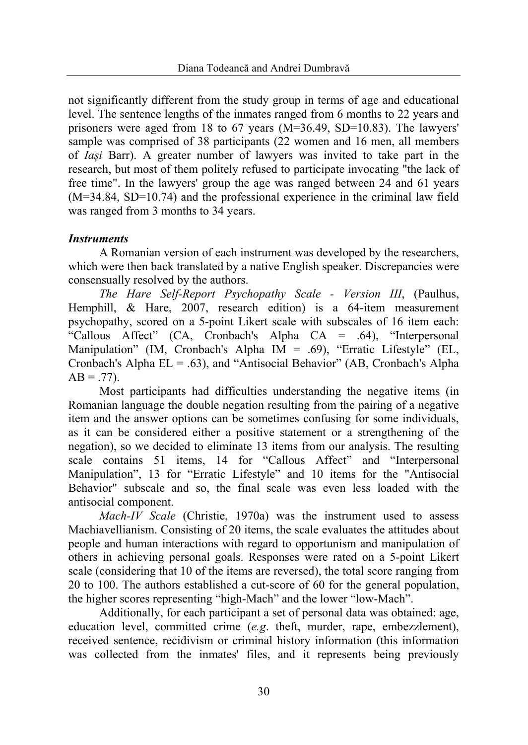not significantly different from the study group in terms of age and educational level. The sentence lengths of the inmates ranged from 6 months to 22 years and prisoners were aged from 18 to 67 years (M=36.49, SD=10.83). The lawyers' sample was comprised of 38 participants (22 women and 16 men, all members of *Iași* Barr). A greater number of lawyers was invited to take part in the research, but most of them politely refused to participate invocating "the lack of free time". In the lawyers' group the age was ranged between 24 and 61 years (M=34.84, SD=10.74) and the professional experience in the criminal law field was ranged from 3 months to 34 years.

***Instruments***

A Romanian version of each instrument was developed by the researchers, which were then back translated by a native English speaker. Discrepancies were consensually resolved by the authors.

*The Hare Self-Report Psychopathy Scale - Version III*, (Paulhus, Hemphill, & Hare, 2007, research edition) is a 64-item measurement psychopathy, scored on a 5-point Likert scale with subscales of 16 item each: "Callous Affect" (CA, Cronbach's Alpha CA = .64), "Interpersonal Manipulation" (IM, Cronbach's Alpha IM = .69), "Erratic Lifestyle" (EL, Cronbach's Alpha EL = .63), and "Antisocial Behavior" (AB, Cronbach's Alpha AB = .77).

Most participants had difficulties understanding the negative items (in Romanian language the double negation resulting from the pairing of a negative item and the answer options can be sometimes confusing for some individuals, as it can be considered either a positive statement or a strengthening of the negation), so we decided to eliminate 13 items from our analysis. The resulting scale contains 51 items, 14 for "Callous Affect" and "Interpersonal Manipulation", 13 for "Erratic Lifestyle" and 10 items for the "Antisocial Behavior" subscale and so, the final scale was even less loaded with the antisocial component.

*Mach-IV Scale* (Christie, 1970a) was the instrument used to assess Machiavellianism. Consisting of 20 items, the scale evaluates the attitudes about people and human interactions with regard to opportunism and manipulation of others in achieving personal goals. Responses were rated on a 5-point Likert scale (considering that 10 of the items are reversed), the total score ranging from 20 to 100. The authors established a cut-score of 60 for the general population, the higher scores representing "high-Mach" and the lower "low-Mach".

Additionally, for each participant a set of personal data was obtained: age, education level, committed crime (*e.g*. theft, murder, rape, embezzlement), received sentence, recidivism or criminal history information (this information was collected from the inmates' files, and it represents being previously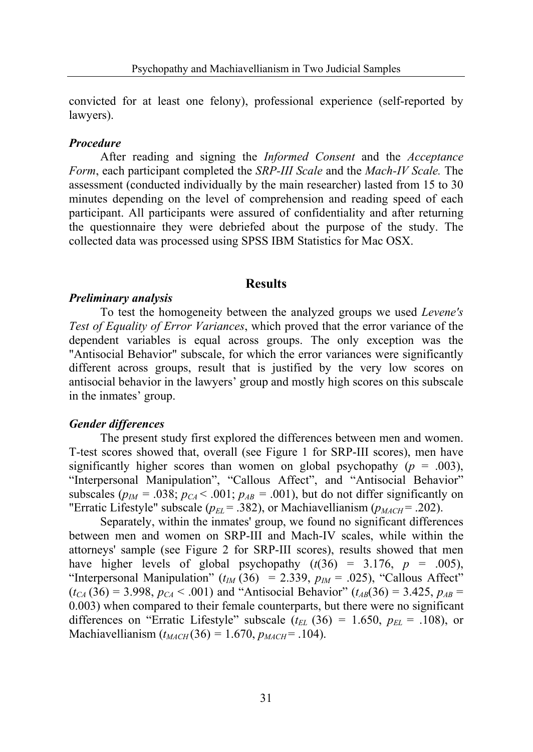convicted for at least one felony), professional experience (self-reported by lawyers).

### *Procedure*

After reading and signing the *Informed Consent* and the *Acceptance Form*, each participant completed the *SRP-III Scale* and the *Mach-IV Scale.* The assessment (conducted individually by the main researcher) lasted from 15 to 30 minutes depending on the level of comprehension and reading speed of each participant. All participants were assured of confidentiality and after returning the questionnaire they were debriefed about the purpose of the study. The collected data was processed using SPSS IBM Statistics for Mac OSX.

## Results

### *Preliminary analysis*

To test the homogeneity between the analyzed groups we used *Levene's Test of Equality of Error Variances*, which proved that the error variance of the dependent variables is equal across groups. The only exception was the "Antisocial Behavior" subscale, for which the error variances were significantly different across groups, result that is justified by the very low scores on antisocial behavior in the lawyers' group and mostly high scores on this subscale in the inmates' group.

### *Gender differences*

The present study first explored the differences between men and women. T-test scores showed that, overall (see Figure 1 for SRP-III scores), men have significantly higher scores than women on global psychopathy ($p$ = .003), "Interpersonal Manipulation", "Callous Affect", and "Antisocial Behavior" subscales ($p_{IM}$ = .038; $p_{CA}$ < .001; $p_{AB}$ = .001), but do not differ significantly on "Erratic Lifestyle" subscale ($p_{EL}$ = .382), or Machiavellianism ($p_{MACH}$ = .202).

Separately, within the inmates' group, we found no significant differences between men and women on SRP-III and Mach-IV scales, while within the attorneys' sample (see Figure 2 for SRP-III scores), results showed that men have higher levels of global psychopathy ($t$(36) = 3.176, $p$ = .005), "Interpersonal Manipulation" ($t_{IM}$ (36) = 2.339, $p_{IM}$ = .025), "Callous Affect" ($t_{CA}$ (36) = 3.998, $p_{CA}$ < .001) and "Antisocial Behavior" ($t_{AB}$(36) = 3.425, $p_{AB}$ = 0.003) when compared to their female counterparts, but there were no significant differences on "Erratic Lifestyle" subscale ($t_{EL}$ (36) = 1.650, $p_{EL}$ = .108), or Machiavellianism ($t_{MACH}$ (36) = 1.670, $p_{MACH}$ = .104).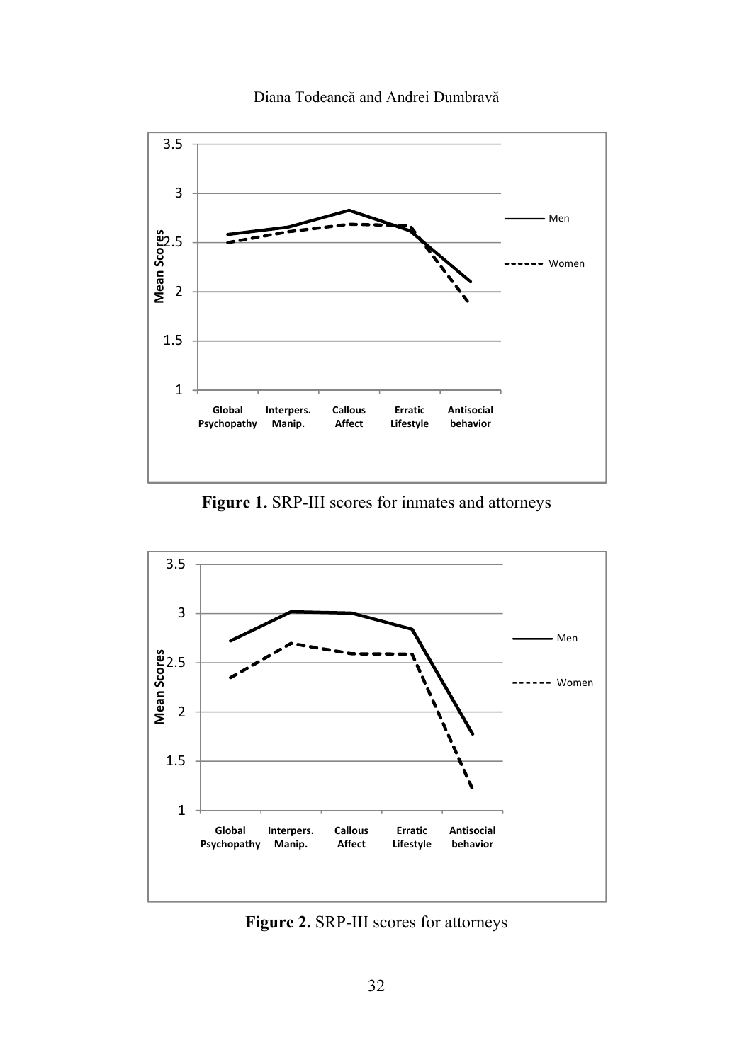**Figure 1.** SRP-III scores for inmates and attorneys

**Figure 2.** SRP-III scores for attorneys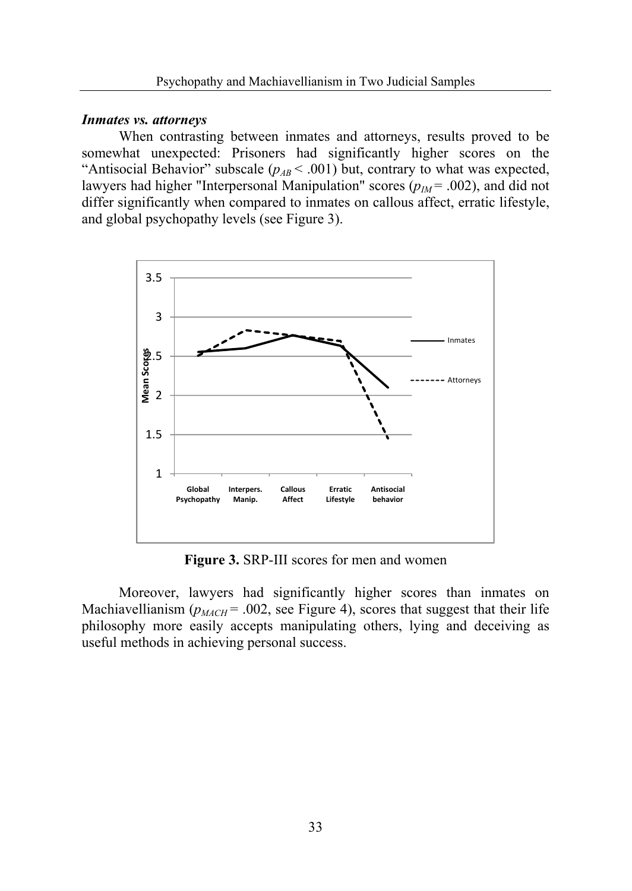### *Inmates vs. attorneys*

When contrasting between inmates and attorneys, results proved to be somewhat unexpected: Prisoners had significantly higher scores on the "Antisocial Behavior" subscale ($p_{AB} < .001$) but, contrary to what was expected, lawyers had higher "Interpersonal Manipulation" scores ($p_{IM} = .002$), and did not differ significantly when compared to inmates on callous affect, erratic lifestyle, and global psychopathy levels (see Figure 3).

**Figure 3.** SRP-III scores for men and women

Moreover, lawyers had significantly higher scores than inmates on Machiavellianism ($p_{MACH} = .002$, see Figure 4), scores that suggest that their life philosophy more easily accepts manipulating others, lying and deceiving as useful methods in achieving personal success.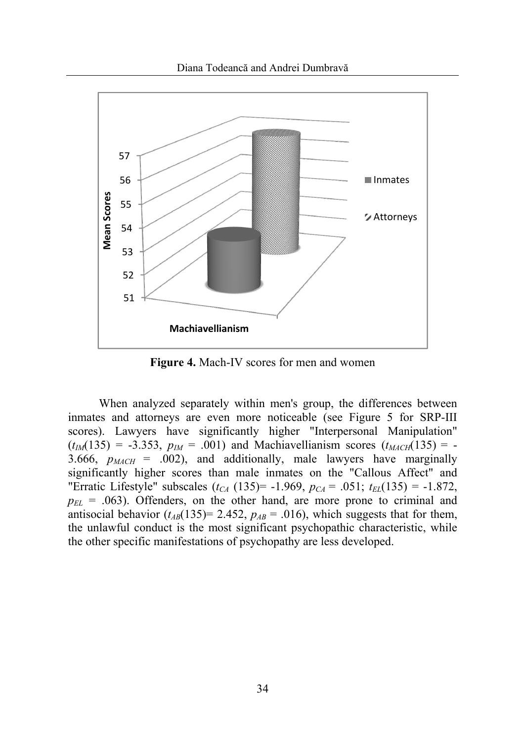**Figure 4.** Mach-IV scores for men and women

When analyzed separately within men's group, the differences between inmates and attorneys are even more noticeable (see Figure 5 for SRP-III scores). Lawyers have significantly higher "Interpersonal Manipulation" ($t_{IM}(135) = -3.353$, $p_{IM} = .001$) and Machiavellianism scores ($t_{MACH}(135) = -3.666$, $p_{MACH} = .002$), and additionally, male lawyers have marginally significantly higher scores than male inmates on the "Callous Affect" and "Erratic Lifestyle" subscales ($t_{CA}(135) = -1.969$, $p_{CA} = .051$; $t_{EL}(135) = -1.872$, $p_{EL} = .063$). Offenders, on the other hand, are more prone to criminal and antisocial behavior ($t_{AB}(135) = 2.452$, $p_{AB} = .016$), which suggests that for them, the unlawful conduct is the most significant psychopathic characteristic, while the other specific manifestations of psychopathy are less developed.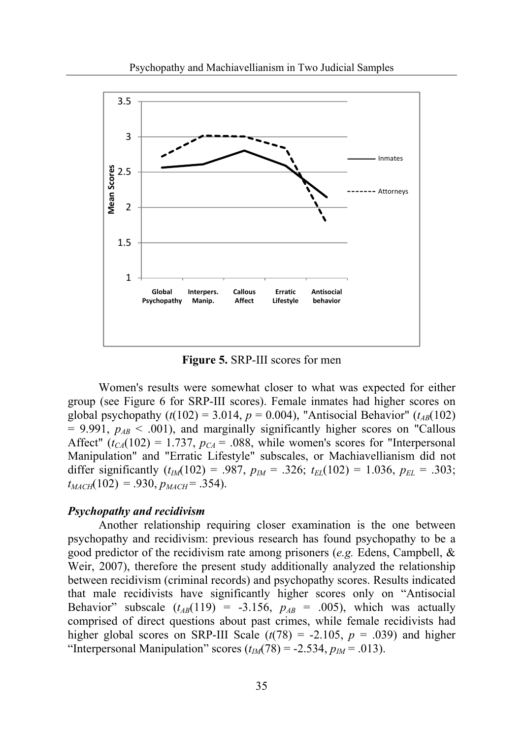**Figure 5.** SRP-III scores for men

Women's results were somewhat closer to what was expected for either group (see Figure 6 for SRP-III scores). Female inmates had higher scores on global psychopathy ($t(102) = 3.014$, $p = 0.004$), "Antisocial Behavior" ($t_{AB}(102) = 9.991$, $p_{AB} < .001$), and marginally significantly higher scores on "Callous Affect" ($t_{CA}(102) = 1.737$, $p_{CA} = .088$, while women's scores for "Interpersonal Manipulation" and "Erratic Lifestyle" subscales, or Machiavellianism did not differ significantly ($t_{IM}(102) = .987$, $p_{IM} = .326$; $t_{EL}(102) = 1.036$, $p_{EL} = .303$; $t_{MACH}(102) = .930$, $p_{MACH} = .354$).

### *Psychopathy and recidivism*

Another relationship requiring closer examination is the one between psychopathy and recidivism: previous research has found psychopathy to be a good predictor of the recidivism rate among prisoners (*e.g.* Edens, Campbell, & Weir, 2007), therefore the present study additionally analyzed the relationship between recidivism (criminal records) and psychopathy scores. Results indicated that male recidivists have significantly higher scores only on "Antisocial Behavior" subscale ($t_{AB}(119) = -3.156$, $p_{AB} = .005$), which was actually comprised of direct questions about past crimes, while female recidivists had higher global scores on SRP-III Scale ($t(78) = -2.105$, $p = .039$) and higher "Interpersonal Manipulation" scores ($t_{IM}(78) = -2.534$, $p_{IM} = .013$).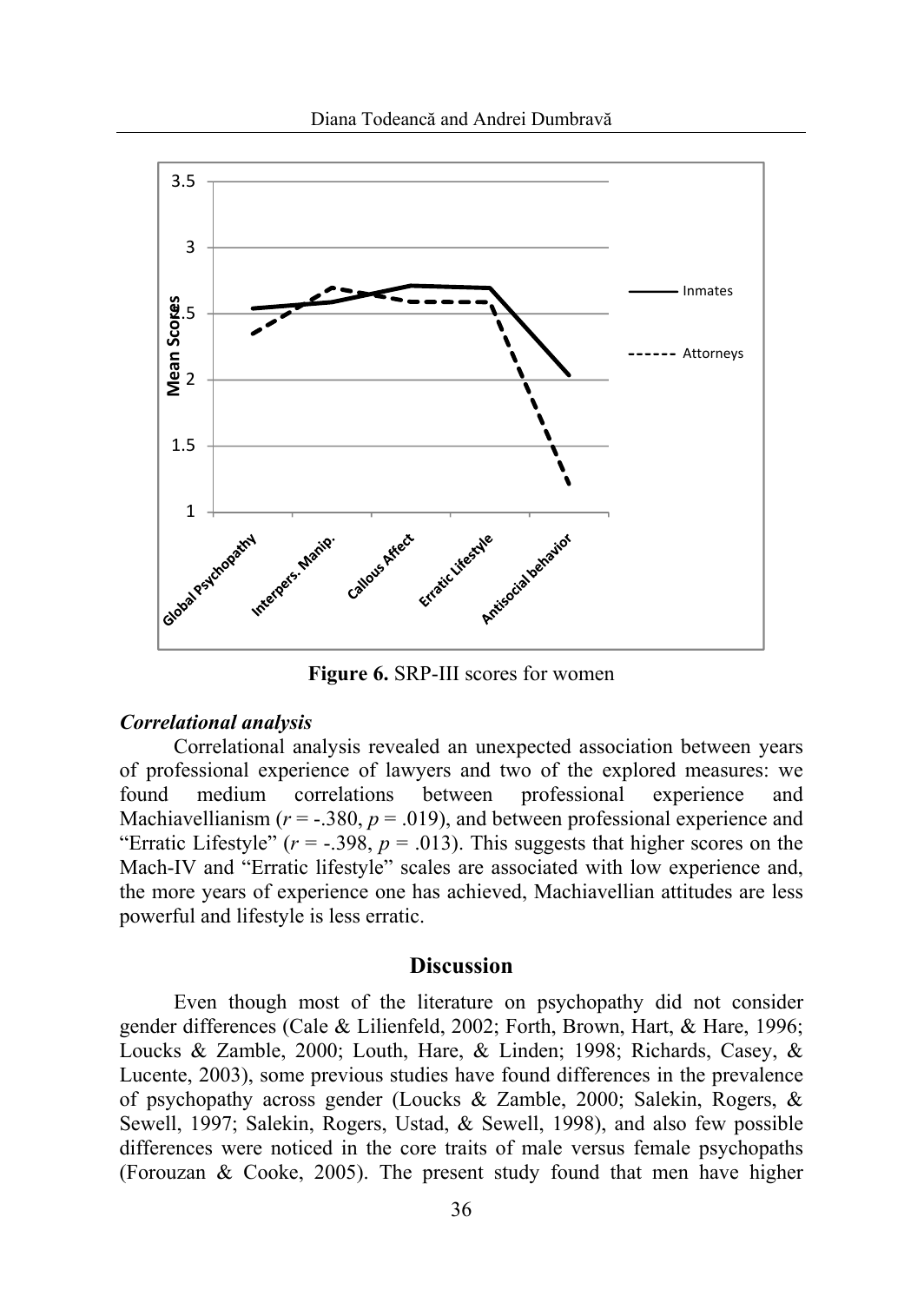**Figure 6.** SRP-III scores for women

***Correlational analysis***

Correlational analysis revealed an unexpected association between years of professional experience of lawyers and two of the explored measures: we found medium correlations between professional experience and Machiavellianism ($r = -.380$, $p = .019$), and between professional experience and "Erratic Lifestyle" ($r = -.398$, $p = .013$). This suggests that higher scores on the Mach-IV and "Erratic lifestyle" scales are associated with low experience and, the more years of experience one has achieved, Machiavellian attitudes are less powerful and lifestyle is less erratic.

## Discussion

Even though most of the literature on psychopathy did not consider gender differences (Cale & Lilienfeld, 2002; Forth, Brown, Hart, & Hare, 1996; Loucks & Zamble, 2000; Louth, Hare, & Linden; 1998; Richards, Casey, & Lucente, 2003), some previous studies have found differences in the prevalence of psychopathy across gender (Loucks & Zamble, 2000; Salekin, Rogers, & Sewell, 1997; Salekin, Rogers, Ustad, & Sewell, 1998), and also few possible differences were noticed in the core traits of male versus female psychopaths (Forouzan & Cooke, 2005). The present study found that men have higher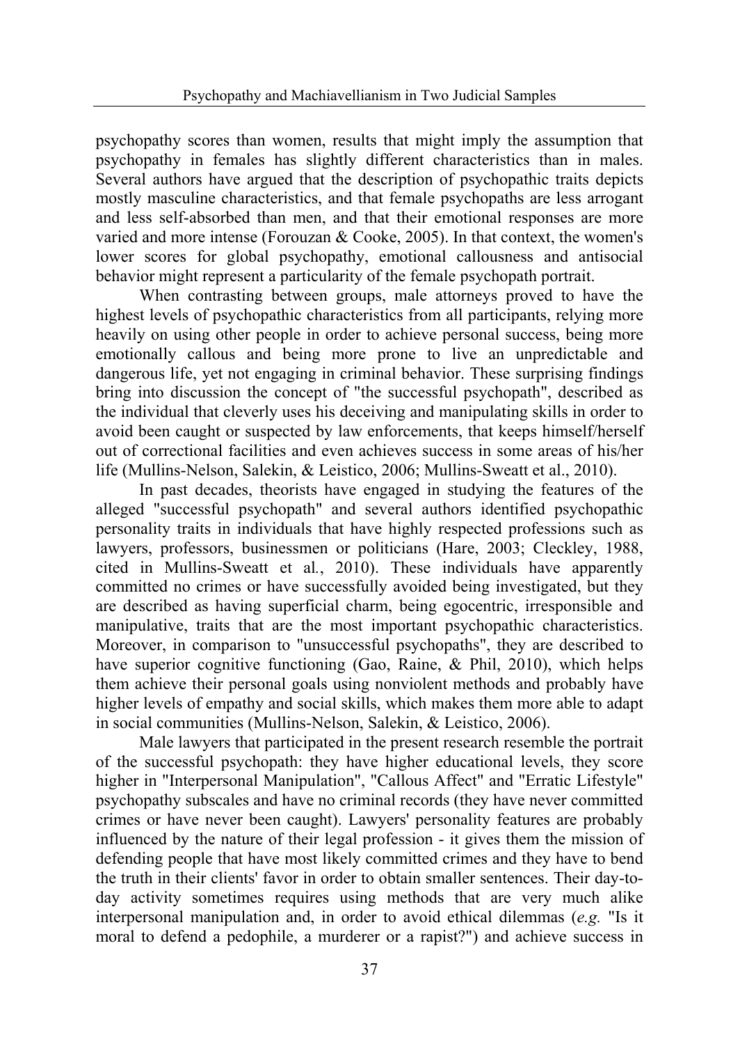psychopathy scores than women, results that might imply the assumption that psychopathy in females has slightly different characteristics than in males. Several authors have argued that the description of psychopathic traits depicts mostly masculine characteristics, and that female psychopaths are less arrogant and less self-absorbed than men, and that their emotional responses are more varied and more intense (Forouzan & Cooke, 2005). In that context, the women's lower scores for global psychopathy, emotional callousness and antisocial behavior might represent a particularity of the female psychopath portrait.

When contrasting between groups, male attorneys proved to have the highest levels of psychopathic characteristics from all participants, relying more heavily on using other people in order to achieve personal success, being more emotionally callous and being more prone to live an unpredictable and dangerous life, yet not engaging in criminal behavior. These surprising findings bring into discussion the concept of "the successful psychopath", described as the individual that cleverly uses his deceiving and manipulating skills in order to avoid been caught or suspected by law enforcements, that keeps himself/herself out of correctional facilities and even achieves success in some areas of his/her life (Mullins-Nelson, Salekin, & Leistico, 2006; Mullins-Sweatt et al., 2010).

In past decades, theorists have engaged in studying the features of the alleged "successful psychopath" and several authors identified psychopathic personality traits in individuals that have highly respected professions such as lawyers, professors, businessmen or politicians (Hare, 2003; Cleckley, 1988, cited in Mullins-Sweatt et al., 2010). These individuals have apparently committed no crimes or have successfully avoided being investigated, but they are described as having superficial charm, being egocentric, irresponsible and manipulative, traits that are the most important psychopathic characteristics. Moreover, in comparison to "unsuccessful psychopaths", they are described to have superior cognitive functioning (Gao, Raine, & Phil, 2010), which helps them achieve their personal goals using nonviolent methods and probably have higher levels of empathy and social skills, which makes them more able to adapt in social communities (Mullins-Nelson, Salekin, & Leistico, 2006).

Male lawyers that participated in the present research resemble the portrait of the successful psychopath: they have higher educational levels, they score higher in "Interpersonal Manipulation", "Callous Affect" and "Erratic Lifestyle" psychopathy subscales and have no criminal records (they have never committed crimes or have never been caught). Lawyers' personality features are probably influenced by the nature of their legal profession - it gives them the mission of defending people that have most likely committed crimes and they have to bend the truth in their clients' favor in order to obtain smaller sentences. Their day-to-day activity sometimes requires using methods that are very much alike interpersonal manipulation and, in order to avoid ethical dilemmas (*e.g.* "Is it moral to defend a pedophile, a murderer or a rapist?") and achieve success in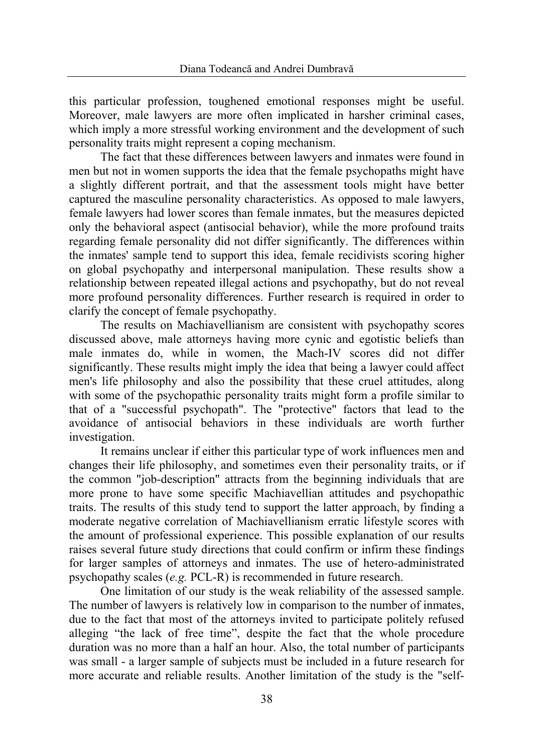this particular profession, toughened emotional responses might be useful. Moreover, male lawyers are more often implicated in harsher criminal cases, which imply a more stressful working environment and the development of such personality traits might represent a coping mechanism.

The fact that these differences between lawyers and inmates were found in men but not in women supports the idea that the female psychopaths might have a slightly different portrait, and that the assessment tools might have better captured the masculine personality characteristics. As opposed to male lawyers, female lawyers had lower scores than female inmates, but the measures depicted only the behavioral aspect (antisocial behavior), while the more profound traits regarding female personality did not differ significantly. The differences within the inmates' sample tend to support this idea, female recidivists scoring higher on global psychopathy and interpersonal manipulation. These results show a relationship between repeated illegal actions and psychopathy, but do not reveal more profound personality differences. Further research is required in order to clarify the concept of female psychopathy.

The results on Machiavellianism are consistent with psychopathy scores discussed above, male attorneys having more cynic and egotistic beliefs than male inmates do, while in women, the Mach-IV scores did not differ significantly. These results might imply the idea that being a lawyer could affect men's life philosophy and also the possibility that these cruel attitudes, along with some of the psychopathic personality traits might form a profile similar to that of a "successful psychopath". The "protective" factors that lead to the avoidance of antisocial behaviors in these individuals are worth further investigation.

It remains unclear if either this particular type of work influences men and changes their life philosophy, and sometimes even their personality traits, or if the common "job-description" attracts from the beginning individuals that are more prone to have some specific Machiavellian attitudes and psychopathic traits. The results of this study tend to support the latter approach, by finding a moderate negative correlation of Machiavellianism erratic lifestyle scores with the amount of professional experience. This possible explanation of our results raises several future study directions that could confirm or infirm these findings for larger samples of attorneys and inmates. The use of hetero-administrated psychopathy scales (*e.g.* PCL-R) is recommended in future research.

One limitation of our study is the weak reliability of the assessed sample. The number of lawyers is relatively low in comparison to the number of inmates, due to the fact that most of the attorneys invited to participate politely refused alleging “the lack of free time”, despite the fact that the whole procedure duration was no more than a half an hour. Also, the total number of participants was small - a larger sample of subjects must be included in a future research for more accurate and reliable results. Another limitation of the study is the "self-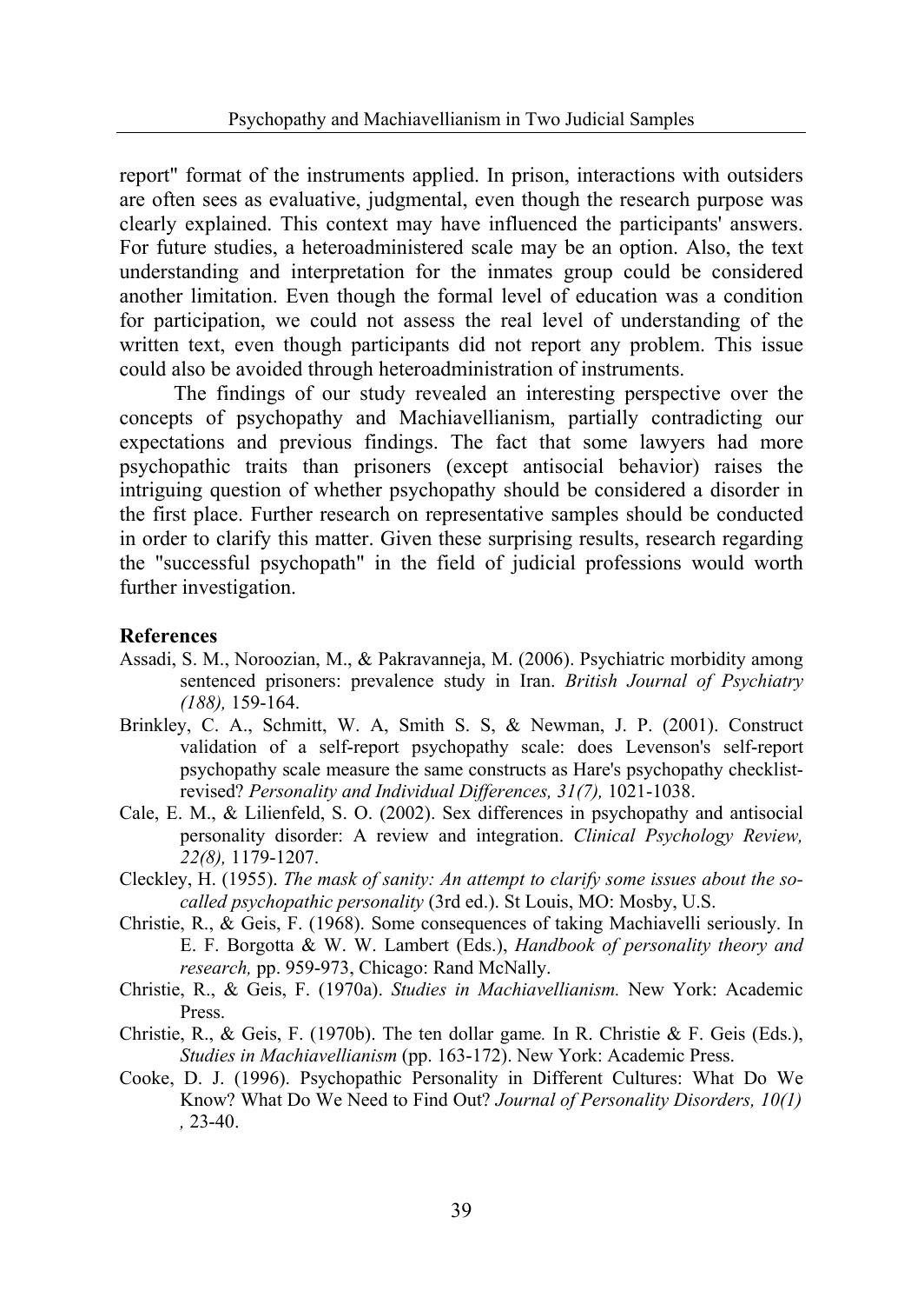report" format of the instruments applied. In prison, interactions with outsiders are often sees as evaluative, judgmental, even though the research purpose was clearly explained. This context may have influenced the participants' answers. For future studies, a heteroadministered scale may be an option. Also, the text understanding and interpretation for the inmates group could be considered another limitation. Even though the formal level of education was a condition for participation, we could not assess the real level of understanding of the written text, even though participants did not report any problem. This issue could also be avoided through heteroadministration of instruments.

The findings of our study revealed an interesting perspective over the concepts of psychopathy and Machiavellianism, partially contradicting our expectations and previous findings. The fact that some lawyers had more psychopathic traits than prisoners (except antisocial behavior) raises the intriguing question of whether psychopathy should be considered a disorder in the first place. Further research on representative samples should be conducted in order to clarify this matter. Given these surprising results, research regarding the "successful psychopath" in the field of judicial professions would worth further investigation.

## References

Assadi, S. M., Noroozian, M., & Pakravanneja, M. (2006). Psychiatric morbidity among sentenced prisoners: prevalence study in Iran. *British Journal of Psychiatry (188),* 159-164.

Brinkley, C. A., Schmitt, W. A, Smith S. S, & Newman, J. P. (2001). Construct validation of a self-report psychopathy scale: does Levenson's self-report psychopathy scale measure the same constructs as Hare's psychopathy checklist-revised? *Personality and Individual Differences, 31(7),* 1021-1038.

Cale, E. M., & Lilienfeld, S. O. (2002). Sex differences in psychopathy and antisocial personality disorder: A review and integration. *Clinical Psychology Review, 22(8),* 1179-1207.

Cleckley, H. (1955). *The mask of sanity: An attempt to clarify some issues about the so-called psychopathic personality* (3rd ed.). St Louis, MO: Mosby, U.S.

Christie, R., & Geis, F. (1968). Some consequences of taking Machiavelli seriously. In E. F. Borgotta & W. W. Lambert (Eds.), *Handbook of personality theory and research,* pp. 959-973, Chicago: Rand McNally.

Christie, R., & Geis, F. (1970a). *Studies in Machiavellianism.* New York: Academic Press.

Christie, R., & Geis, F. (1970b). The ten dollar game. In R. Christie & F. Geis (Eds.), *Studies in Machiavellianism* (pp. 163-172). New York: Academic Press.

Cooke, D. J. (1996). Psychopathic Personality in Different Cultures: What Do We Know? What Do We Need to Find Out? *Journal of Personality Disorders, 10(1) ,* 23-40.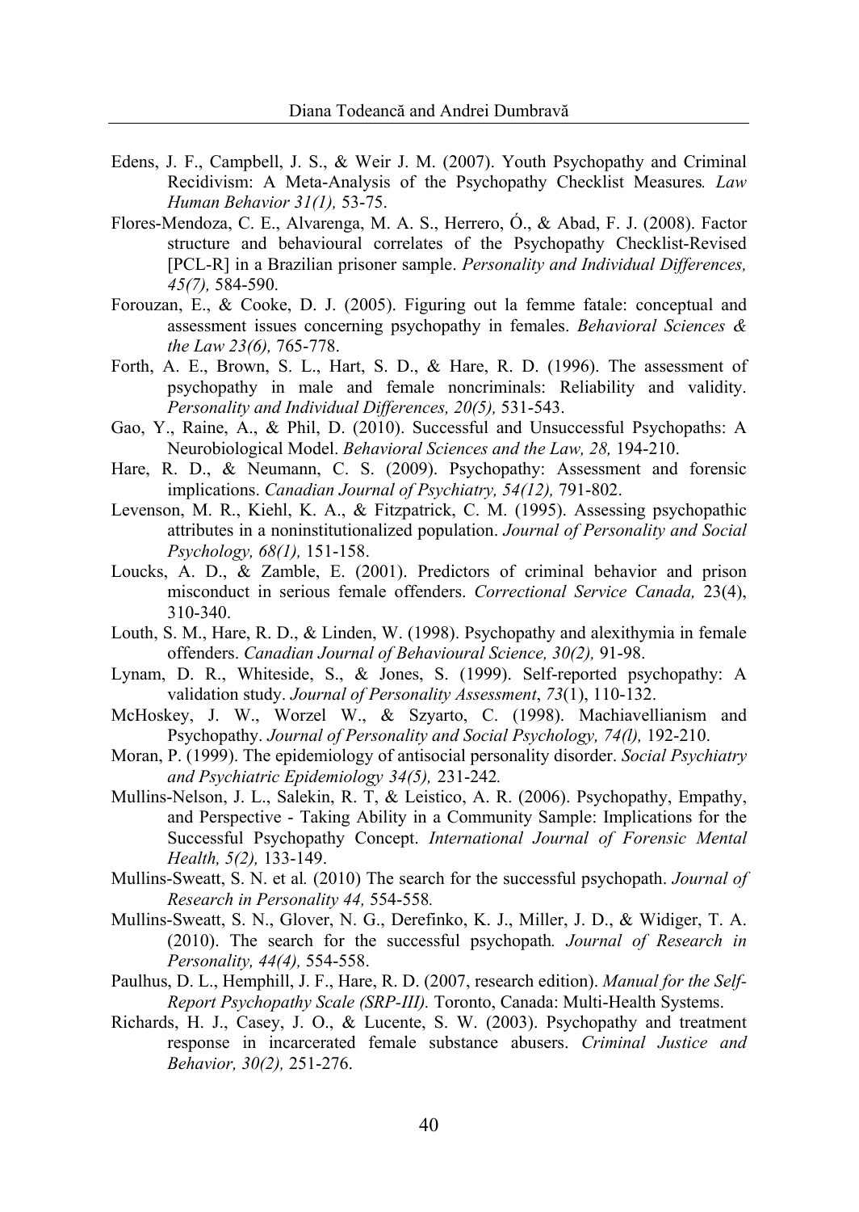Edens, J. F., Campbell, J. S., & Weir J. M. (2007). Youth Psychopathy and Criminal Recidivism: A Meta-Analysis of the Psychopathy Checklist Measures*. Law Human Behavior 31(1),* 53-75.

Flores-Mendoza, C. E., Alvarenga, M. A. S., Herrero, Ó., & Abad, F. J. (2008). Factor structure and behavioural correlates of the Psychopathy Checklist-Revised [PCL-R] in a Brazilian prisoner sample. *Personality and Individual Differences, 45(7),* 584-590.

Forouzan, E., & Cooke, D. J. (2005). Figuring out la femme fatale: conceptual and assessment issues concerning psychopathy in females. *Behavioral Sciences & the Law 23(6),* 765-778.

Forth, A. E., Brown, S. L., Hart, S. D., & Hare, R. D. (1996). The assessment of psychopathy in male and female noncriminals: Reliability and validity. *Personality and Individual Differences, 20(5),* 531-543.

Gao, Y., Raine, A., & Phil, D. (2010). Successful and Unsuccessful Psychopaths: A Neurobiological Model. *Behavioral Sciences and the Law, 28,* 194-210.

Hare, R. D., & Neumann, C. S. (2009). Psychopathy: Assessment and forensic implications. *Canadian Journal of Psychiatry, 54(12),* 791-802.

Levenson, M. R., Kiehl, K. A., & Fitzpatrick, C. M. (1995). Assessing psychopathic attributes in a noninstitutionalized population. *Journal of Personality and Social Psychology, 68(1),* 151-158.

Loucks, A. D., & Zamble, E. (2001). Predictors of criminal behavior and prison misconduct in serious female offenders. *Correctional Service Canada,* 23(4), 310-340.

Louth, S. M., Hare, R. D., & Linden, W. (1998). Psychopathy and alexithymia in female offenders. *Canadian Journal of Behavioural Science, 30(2),* 91-98.

Lynam, D. R., Whiteside, S., & Jones, S. (1999). Self-reported psychopathy: A validation study. *Journal of Personality Assessment*, *73*(1), 110-132.

McHoskey, J. W., Worzel W., & Szyarto, C. (1998). Machiavellianism and Psychopathy. *Journal of Personality and Social Psychology, 74(l),* 192-210.

Moran, P. (1999). The epidemiology of antisocial personality disorder. *Social Psychiatry and Psychiatric Epidemiology 34(5),* 231-242*.*

Mullins-Nelson, J. L., Salekin, R. T, & Leistico, A. R. (2006). Psychopathy, Empathy, and Perspective - Taking Ability in a Community Sample: Implications for the Successful Psychopathy Concept. *International Journal of Forensic Mental Health, 5(2),* 133-149.

Mullins-Sweatt, S. N. et al*.* (2010) The search for the successful psychopath. *Journal of Research in Personality 44,* 554-558*.*

Mullins-Sweatt, S. N., Glover, N. G., Derefinko, K. J., Miller, J. D., & Widiger, T. A. (2010). The search for the successful psychopath*. Journal of Research in Personality, 44(4),* 554-558.

Paulhus, D. L., Hemphill, J. F., Hare, R. D. (2007, research edition). *Manual for the Self-Report Psychopathy Scale (SRP-III).* Toronto, Canada: Multi-Health Systems.

Richards, H. J., Casey, J. O., & Lucente, S. W. (2003). Psychopathy and treatment response in incarcerated female substance abusers. *Criminal Justice and Behavior, 30(2),* 251-276.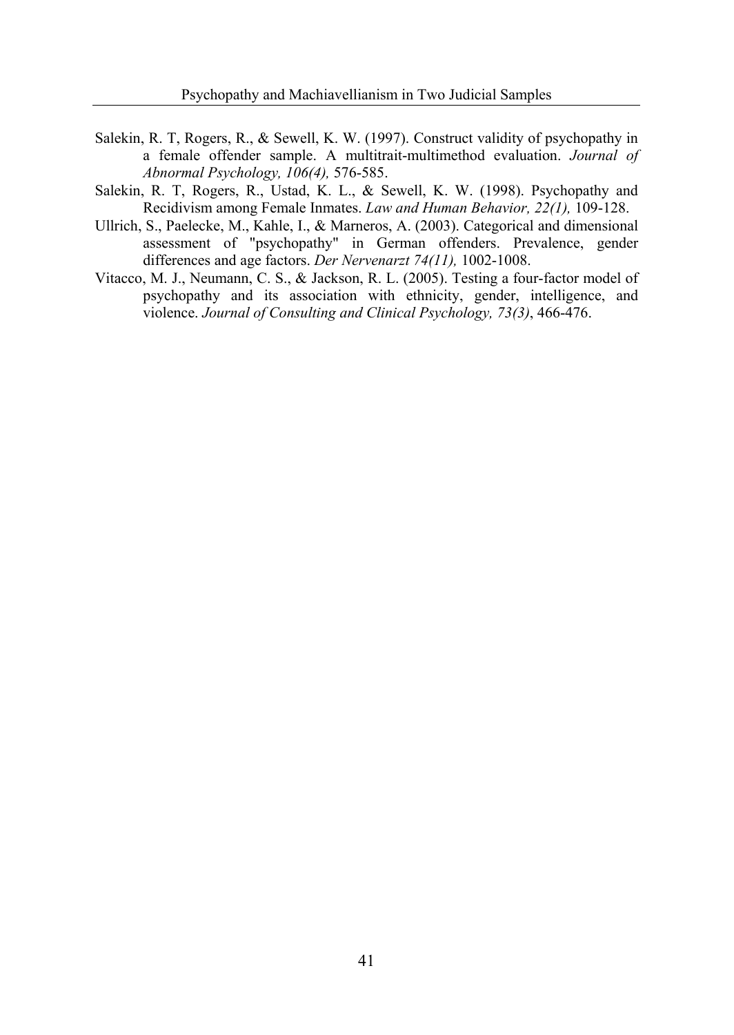Salekin, R. T, Rogers, R., & Sewell, K. W. (1997). Construct validity of psychopathy in a female offender sample. A multitrait-multimethod evaluation. *Journal of Abnormal Psychology, 106(4),* 576-585.

Salekin, R. T, Rogers, R., Ustad, K. L., & Sewell, K. W. (1998). Psychopathy and Recidivism among Female Inmates. *Law and Human Behavior, 22(1),* 109-128.

Ullrich, S., Paelecke, M., Kahle, I., & Marneros, A. (2003). Categorical and dimensional assessment of "psychopathy" in German offenders. Prevalence, gender differences and age factors. *Der Nervenarzt 74(11),* 1002-1008.

Vitacco, M. J., Neumann, C. S., & Jackson, R. L. (2005). Testing a four-factor model of psychopathy and its association with ethnicity, gender, intelligence, and violence. *Journal of Consulting and Clinical Psychology, 73(3)*, 466-476.